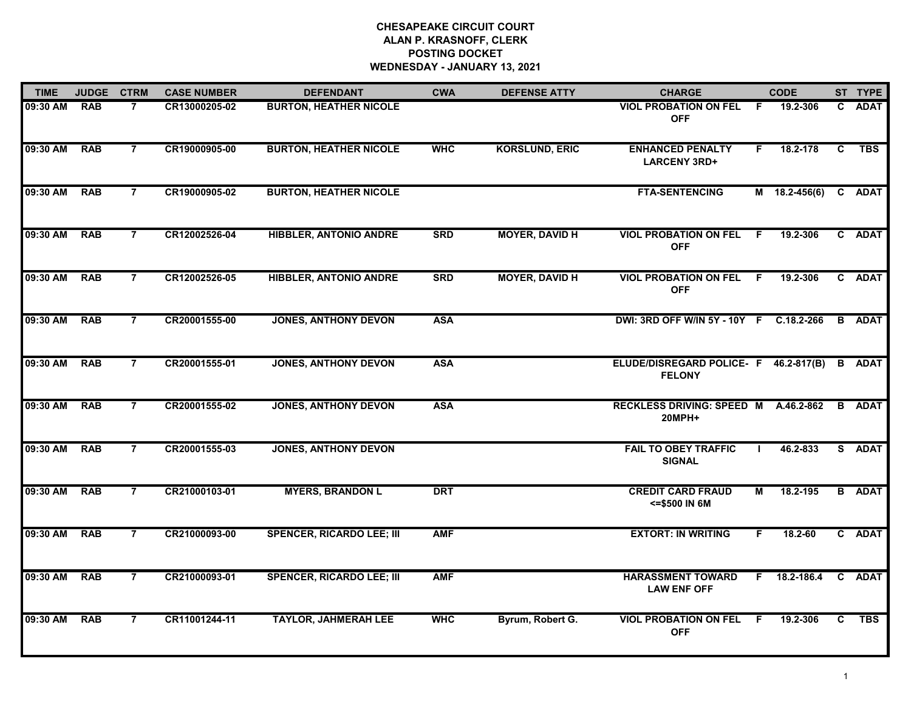# CHESAPEAKE CIRCUIT COURT
## ALAN P. KRASNOFF, CLERK
## POSTING DOCKET
## WEDNESDAY - JANUARY 13, 2021

| TIME | JUDGE | CTRM | CASE NUMBER | DEFENDANT | CWA | DEFENSE ATTY | CHARGE | | CODE | ST | TYPE |
|---|---|---|---|---|---|---|---|---|---|---|---|
| 09:30 AM | RAB | 7 | CR13000205-02 | BURTON, HEATHER NICOLE | | | VIOL PROBATION ON FEL OFF | F | 19.2-306 | C | ADAT |
| 09:30 AM | RAB | 7 | CR19000905-00 | BURTON, HEATHER NICOLE | WHC | KORSLUND, ERIC | ENHANCED PENALTY LARCENY 3RD+ | F | 18.2-178 | C | TBS |
| 09:30 AM | RAB | 7 | CR19000905-02 | BURTON, HEATHER NICOLE | | | FTA-SENTENCING | M | 18.2-456(6) | C | ADAT |
| 09:30 AM | RAB | 7 | CR12002526-04 | HIBBLER, ANTONIO ANDRE | SRD | MOYER, DAVID H | VIOL PROBATION ON FEL OFF | F | 19.2-306 | C | ADAT |
| 09:30 AM | RAB | 7 | CR12002526-05 | HIBBLER, ANTONIO ANDRE | SRD | MOYER, DAVID H | VIOL PROBATION ON FEL OFF | F | 19.2-306 | C | ADAT |
| 09:30 AM | RAB | 7 | CR20001555-00 | JONES, ANTHONY DEVON | ASA | | DWI: 3RD OFF W/IN 5Y - 10Y | F | C.18.2-266 | B | ADAT |
| 09:30 AM | RAB | 7 | CR20001555-01 | JONES, ANTHONY DEVON | ASA | | ELUDE/DISREGARD POLICE-FELONY | F | 46.2-817(B) | B | ADAT |
| 09:30 AM | RAB | 7 | CR20001555-02 | JONES, ANTHONY DEVON | ASA | | RECKLESS DRIVING: SPEED 20MPH+ | M | A.46.2-862 | B | ADAT |
| 09:30 AM | RAB | 7 | CR20001555-03 | JONES, ANTHONY DEVON | | | FAIL TO OBEY TRAFFIC SIGNAL | I | 46.2-833 | S | ADAT |
| 09:30 AM | RAB | 7 | CR21000103-01 | MYERS, BRANDON L | DRT | | CREDIT CARD FRAUD <=$500 IN 6M | M | 18.2-195 | B | ADAT |
| 09:30 AM | RAB | 7 | CR21000093-00 | SPENCER, RICARDO LEE; III | AMF | | EXTORT: IN WRITING | F | 18.2-60 | C | ADAT |
| 09:30 AM | RAB | 7 | CR21000093-01 | SPENCER, RICARDO LEE; III | AMF | | HARASSMENT TOWARD LAW ENF OFF | F | 18.2-186.4 | C | ADAT |
| 09:30 AM | RAB | 7 | CR11001244-11 | TAYLOR, JAHMERAH LEE | WHC | Byrum, Robert G. | VIOL PROBATION ON FEL OFF | F | 19.2-306 | C | TBS |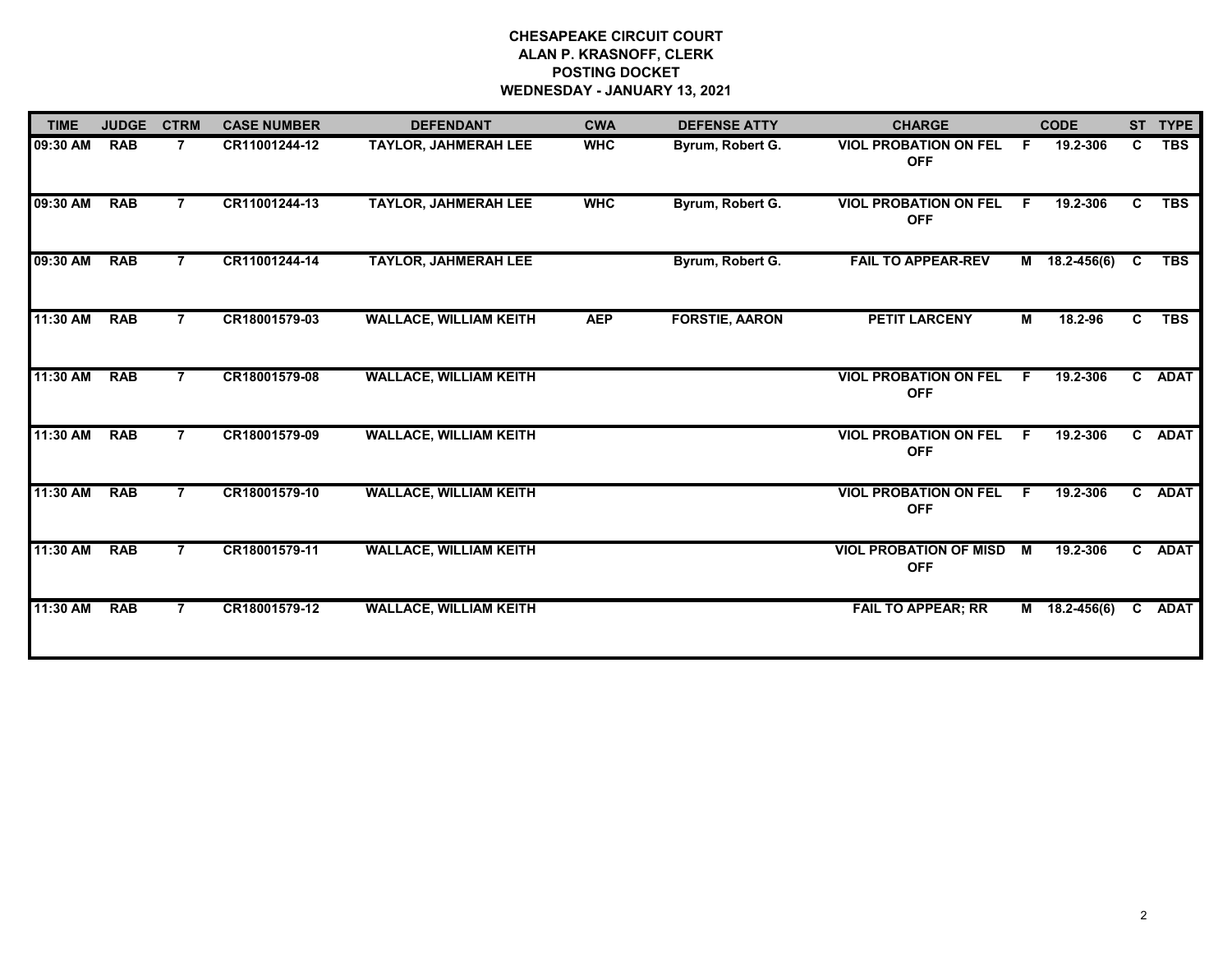**CHESAPEAKE CIRCUIT COURT**
**ALAN P. KRASNOFF, CLERK**
**POSTING DOCKET**
**WEDNESDAY - JANUARY 13, 2021**

| TIME | JUDGE | CTRM | CASE NUMBER | DEFENDANT | CWA | DEFENSE ATTY | CHARGE | | CODE | ST | TYPE |
|---|---|---|---|---|---|---|---|---|---|---|---|
| 09:30 AM | RAB | 7 | CR11001244-12 | TAYLOR, JAHMERAH LEE | WHC | Byrum, Robert G. | VIOL PROBATION ON FEL OFF | F | 19.2-306 | C | TBS |
| 09:30 AM | RAB | 7 | CR11001244-13 | TAYLOR, JAHMERAH LEE | WHC | Byrum, Robert G. | VIOL PROBATION ON FEL OFF | F | 19.2-306 | C | TBS |
| 09:30 AM | RAB | 7 | CR11001244-14 | TAYLOR, JAHMERAH LEE | | Byrum, Robert G. | FAIL TO APPEAR-REV | M | 18.2-456(6) | C | TBS |
| 11:30 AM | RAB | 7 | CR18001579-03 | WALLACE, WILLIAM KEITH | AEP | FORSTIE, AARON | PETIT LARCENY | M | 18.2-96 | C | TBS |
| 11:30 AM | RAB | 7 | CR18001579-08 | WALLACE, WILLIAM KEITH | | | VIOL PROBATION ON FEL OFF | F | 19.2-306 | C | ADAT |
| 11:30 AM | RAB | 7 | CR18001579-09 | WALLACE, WILLIAM KEITH | | | VIOL PROBATION ON FEL OFF | F | 19.2-306 | C | ADAT |
| 11:30 AM | RAB | 7 | CR18001579-10 | WALLACE, WILLIAM KEITH | | | VIOL PROBATION ON FEL OFF | F | 19.2-306 | C | ADAT |
| 11:30 AM | RAB | 7 | CR18001579-11 | WALLACE, WILLIAM KEITH | | | VIOL PROBATION OF MISD OFF | M | 19.2-306 | C | ADAT |
| 11:30 AM | RAB | 7 | CR18001579-12 | WALLACE, WILLIAM KEITH | | | FAIL TO APPEAR; RR | M | 18.2-456(6) | C | ADAT |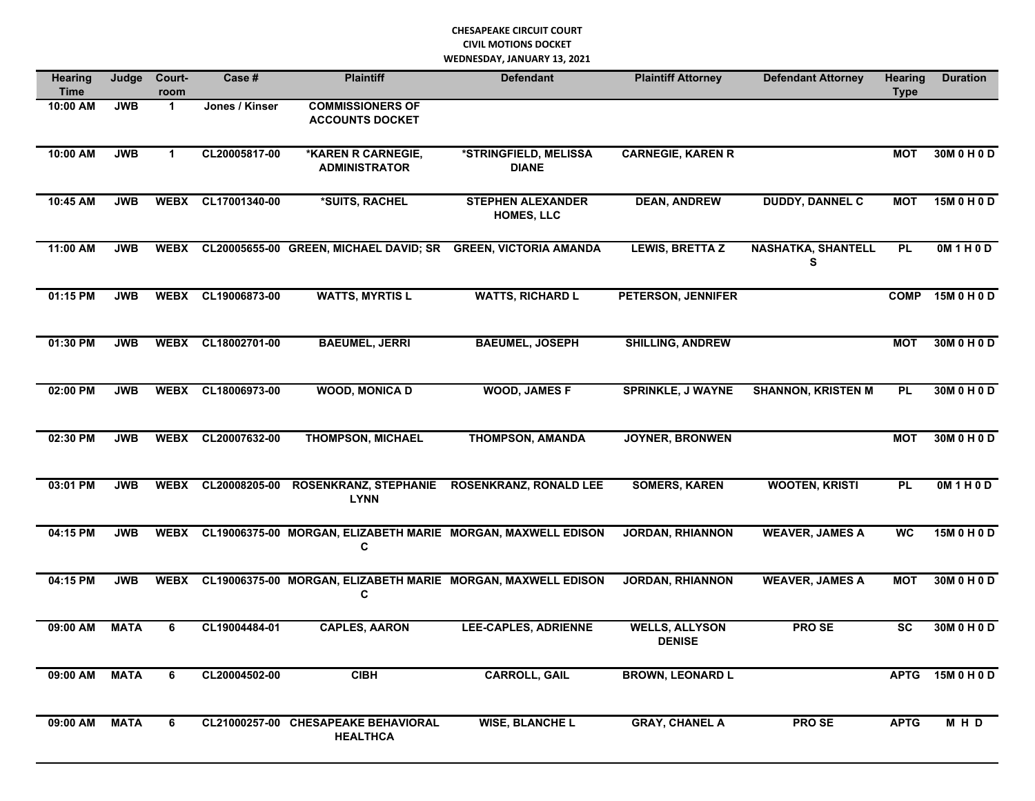**CHESAPEAKE CIRCUIT COURT**
**CIVIL MOTIONS DOCKET**
**WEDNESDAY, JANUARY 13, 2021**

| Hearing Time | Judge | Court-room | Case # | Plaintiff | Defendant | Plaintiff Attorney | Defendant Attorney | Hearing Type | Duration |
|---|---|---|---|---|---|---|---|---|---|
| 10:00 AM | JWB | 1 | Jones / Kinser | COMMISSIONERS OF ACCOUNTS DOCKET | | | | | |
| 10:00 AM | JWB | 1 | CL20005817-00 | *KAREN R CARNEGIE, ADMINISTRATOR | *STRINGFIELD, MELISSA DIANE | CARNEGIE, KAREN R | | MOT | 30M 0 H 0 D |
| 10:45 AM | JWB | WEBX | CL17001340-00 | *SUITS, RACHEL | STEPHEN ALEXANDER HOMES, LLC | DEAN, ANDREW | DUDDY, DANNEL C | MOT | 15M 0 H 0 D |
| 11:00 AM | JWB | WEBX | CL20005655-00 | GREEN, MICHAEL DAVID; SR | GREEN, VICTORIA AMANDA | LEWIS, BRETTA Z | NASHATKA, SHANTELL S | PL | 0M 1 H 0 D |
| 01:15 PM | JWB | WEBX | CL19006873-00 | WATTS, MYRTIS L | WATTS, RICHARD L | PETERSON, JENNIFER | | COMP | 15M 0 H 0 D |
| 01:30 PM | JWB | WEBX | CL18002701-00 | BAEUMEL, JERRI | BAEUMEL, JOSEPH | SHILLING, ANDREW | | MOT | 30M 0 H 0 D |
| 02:00 PM | JWB | WEBX | CL18006973-00 | WOOD, MONICA D | WOOD, JAMES F | SPRINKLE, J WAYNE | SHANNON, KRISTEN M | PL | 30M 0 H 0 D |
| 02:30 PM | JWB | WEBX | CL20007632-00 | THOMPSON, MICHAEL | THOMPSON, AMANDA | JOYNER, BRONWEN | | MOT | 30M 0 H 0 D |
| 03:01 PM | JWB | WEBX | CL20008205-00 | ROSENKRANZ, STEPHANIE LYNN | ROSENKRANZ, RONALD LEE | SOMERS, KAREN | WOOTEN, KRISTI | PL | 0M 1 H 0 D |
| 04:15 PM | JWB | WEBX | CL19006375-00 | MORGAN, ELIZABETH MARIE C | MORGAN, MAXWELL EDISON | JORDAN, RHIANNON | WEAVER, JAMES A | WC | 15M 0 H 0 D |
| 04:15 PM | JWB | WEBX | CL19006375-00 | MORGAN, ELIZABETH MARIE C | MORGAN, MAXWELL EDISON | JORDAN, RHIANNON | WEAVER, JAMES A | MOT | 30M 0 H 0 D |
| 09:00 AM | MATA | 6 | CL19004484-01 | CAPLES, AARON | LEE-CAPLES, ADRIENNE | WELLS, ALLYSON DENISE | PRO SE | SC | 30M 0 H 0 D |
| 09:00 AM | MATA | 6 | CL20004502-00 | CIBH | CARROLL, GAIL | BROWN, LEONARD L | | APTG | 15M 0 H 0 D |
| 09:00 AM | MATA | 6 | CL21000257-00 | CHESAPEAKE BEHAVIORAL HEALTHCA | WISE, BLANCHE L | GRAY, CHANEL A | PRO SE | APTG | M H D |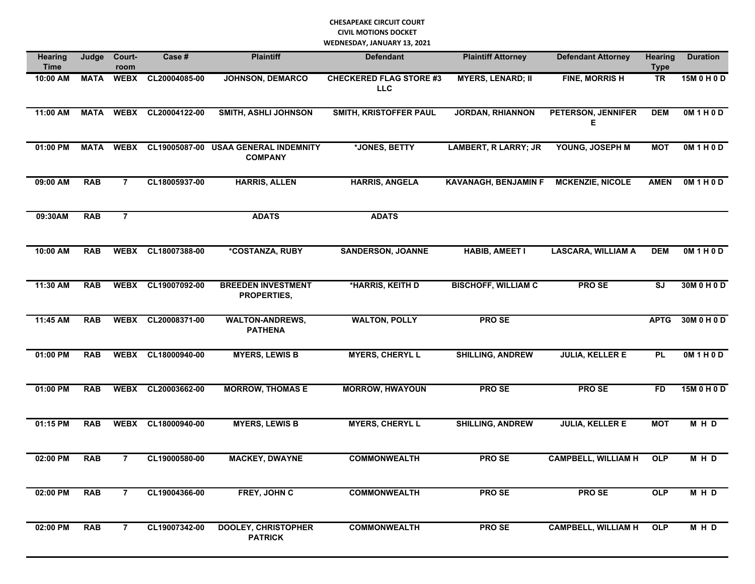**CHESAPEAKE CIRCUIT COURT**
**CIVIL MOTIONS DOCKET**
**WEDNESDAY, JANUARY 13, 2021**

| Hearing Time | Judge | Court-room | Case # | Plaintiff | Defendant | Plaintiff Attorney | Defendant Attorney | Hearing Type | Duration |
|---|---|---|---|---|---|---|---|---|---|
| 10:00 AM | MATA | WEBX | CL20004085-00 | JOHNSON, DEMARCO | CHECKERED FLAG STORE #3 LLC | MYERS, LENARD; II | FINE, MORRIS H | TR | 15M 0 H 0 D |
| 11:00 AM | MATA | WEBX | CL20004122-00 | SMITH, ASHLI JOHNSON | SMITH, KRISTOFFER PAUL | JORDAN, RHIANNON | PETERSON, JENNIFER E | DEM | 0M 1 H 0 D |
| 01:00 PM | MATA | WEBX | CL19005087-00 | USAA GENERAL INDEMNITY COMPANY | *JONES, BETTY | LAMBERT, R LARRY; JR | YOUNG, JOSEPH M | MOT | 0M 1 H 0 D |
| 09:00 AM | RAB | 7 | CL18005937-00 | HARRIS, ALLEN | HARRIS, ANGELA | KAVANAGH, BENJAMIN F | MCKENZIE, NICOLE | AMEN | 0M 1 H 0 D |
| 09:30AM | RAB | 7 | | ADATS | ADATS | | | | |
| 10:00 AM | RAB | WEBX | CL18007388-00 | *COSTANZA, RUBY | SANDERSON, JOANNE | HABIB, AMEET I | LASCARA, WILLIAM A | DEM | 0M 1 H 0 D |
| 11:30 AM | RAB | WEBX | CL19007092-00 | BREEDEN INVESTMENT PROPERTIES, | *HARRIS, KEITH D | BISCHOFF, WILLIAM C | PRO SE | SJ | 30M 0 H 0 D |
| 11:45 AM | RAB | WEBX | CL20008371-00 | WALTON-ANDREWS, PATHENA | WALTON, POLLY | PRO SE | | APTG | 30M 0 H 0 D |
| 01:00 PM | RAB | WEBX | CL18000940-00 | MYERS, LEWIS B | MYERS, CHERYL L | SHILLING, ANDREW | JULIA, KELLER E | PL | 0M 1 H 0 D |
| 01:00 PM | RAB | WEBX | CL20003662-00 | MORROW, THOMAS E | MORROW, HWAYOUN | PRO SE | PRO SE | FD | 15M 0 H 0 D |
| 01:15 PM | RAB | WEBX | CL18000940-00 | MYERS, LEWIS B | MYERS, CHERYL L | SHILLING, ANDREW | JULIA, KELLER E | MOT | M H D |
| 02:00 PM | RAB | 7 | CL19000580-00 | MACKEY, DWAYNE | COMMONWEALTH | PRO SE | CAMPBELL, WILLIAM H | OLP | M H D |
| 02:00 PM | RAB | 7 | CL19004366-00 | FREY, JOHN C | COMMONWEALTH | PRO SE | PRO SE | OLP | M H D |
| 02:00 PM | RAB | 7 | CL19007342-00 | DOOLEY, CHRISTOPHER PATRICK | COMMONWEALTH | PRO SE | CAMPBELL, WILLIAM H | OLP | M H D |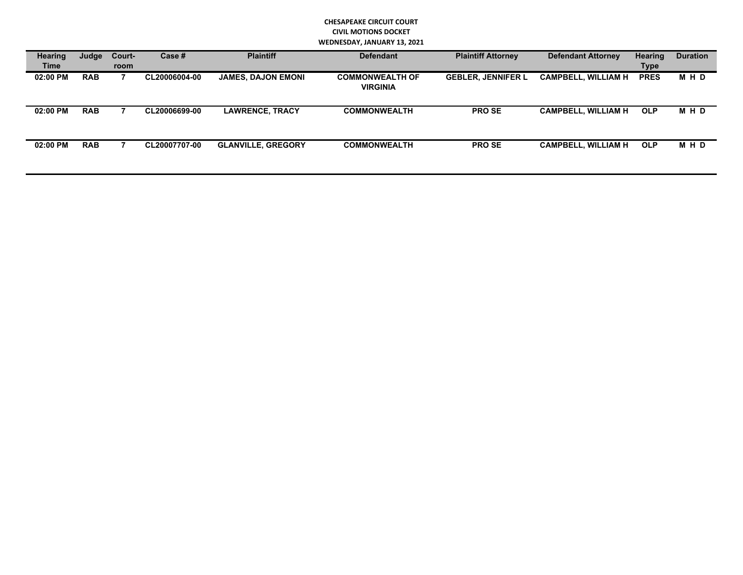**CHESAPEAKE CIRCUIT COURT**
**CIVIL MOTIONS DOCKET**
**WEDNESDAY, JANUARY 13, 2021**

| Hearing Time | Judge | Court-room | Case # | Plaintiff | Defendant | Plaintiff Attorney | Defendant Attorney | Hearing Type | Duration |
|---|---|---|---|---|---|---|---|---|---|
| 02:00 PM | RAB | 7 | CL20006004-00 | JAMES, DAJON EMONI | COMMONWEALTH OF VIRGINIA | GEBLER, JENNIFER L | CAMPBELL, WILLIAM H | PRES | M H D |
| 02:00 PM | RAB | 7 | CL20006699-00 | LAWRENCE, TRACY | COMMONWEALTH | PRO SE | CAMPBELL, WILLIAM H | OLP | M H D |
| 02:00 PM | RAB | 7 | CL20007707-00 | GLANVILLE, GREGORY | COMMONWEALTH | PRO SE | CAMPBELL, WILLIAM H | OLP | M H D |